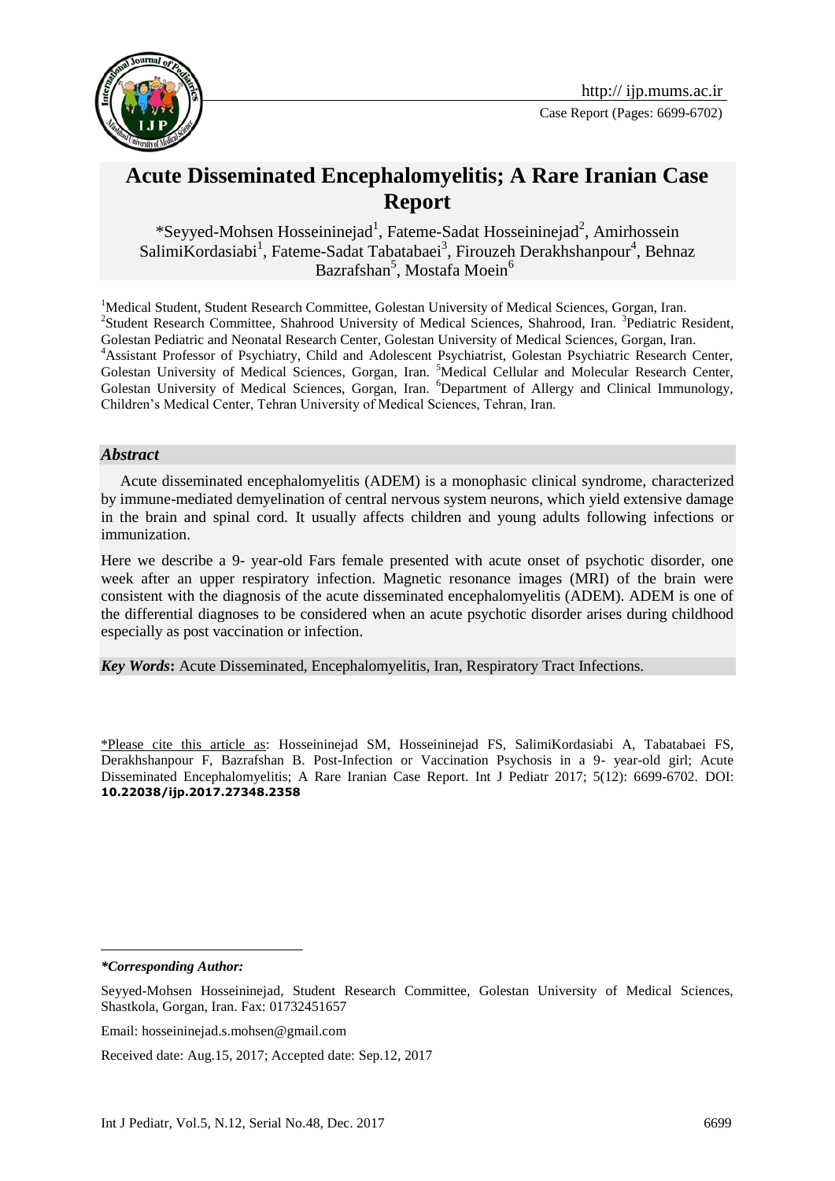# Acute Disseminated Encephalomyelitis; A Rare Iranian Case Report

*Seyyed-Mohsen Hosseininejad[1], Fateme-Sadat Hosseininejad[2], Amirhossein SalimiKordasiabi[1], Fateme-Sadat Tabatabaei[3], Firouzeh Derakhshanpour[4], Behnaz Bazrafshan[5], Mostafa Moein[6]

[1]Medical Student, Student Research Committee, Golestan University of Medical Sciences, Gorgan, Iran. [2]Student Research Committee, Shahrood University of Medical Sciences, Shahrood, Iran. [3]Pediatric Resident, Golestan Pediatric and Neonatal Research Center, Golestan University of Medical Sciences, Gorgan, Iran. [4]Assistant Professor of Psychiatry, Child and Adolescent Psychiatrist, Golestan Psychiatric Research Center, Golestan University of Medical Sciences, Gorgan, Iran. [5]Medical Cellular and Molecular Research Center, Golestan University of Medical Sciences, Gorgan, Iran. [6]Department of Allergy and Clinical Immunology, Children's Medical Center, Tehran University of Medical Sciences, Tehran, Iran.

## *Abstract*

Acute disseminated encephalomyelitis (ADEM) is a monophasic clinical syndrome, characterized by immune-mediated demyelination of central nervous system neurons, which yield extensive damage in the brain and spinal cord. It usually affects children and young adults following infections or immunization.

Here we describe a 9- year-old Fars female presented with acute onset of psychotic disorder, one week after an upper respiratory infection. Magnetic resonance images (MRI) of the brain were consistent with the diagnosis of the acute disseminated encephalomyelitis (ADEM). ADEM is one of the differential diagnoses to be considered when an acute psychotic disorder arises during childhood especially as post vaccination or infection.

***Key Words*:** Acute Disseminated, Encephalomyelitis, Iran, Respiratory Tract Infections.

*Please cite this article as: Hosseininejad SM, Hosseininejad FS, SalimiKordasiabi A, Tabatabaei FS, Derakhshanpour F, Bazrafshan B. Post-Infection or Vaccination Psychosis in a 9- year-old girl; Acute Disseminated Encephalomyelitis; A Rare Iranian Case Report. Int J Pediatr 2017; 5(12): 6699-6702. DOI: **10.22038/ijp.2017.27348.2358**

---

***\*Corresponding Author:***

Seyyed-Mohsen Hosseininejad, Student Research Committee, Golestan University of Medical Sciences, Shastkola, Gorgan, Iran. Fax: 01732451657

Email: hosseininejad.s.mohsen@gmail.com

Received date: Aug.15, 2017; Accepted date: Sep.12, 2017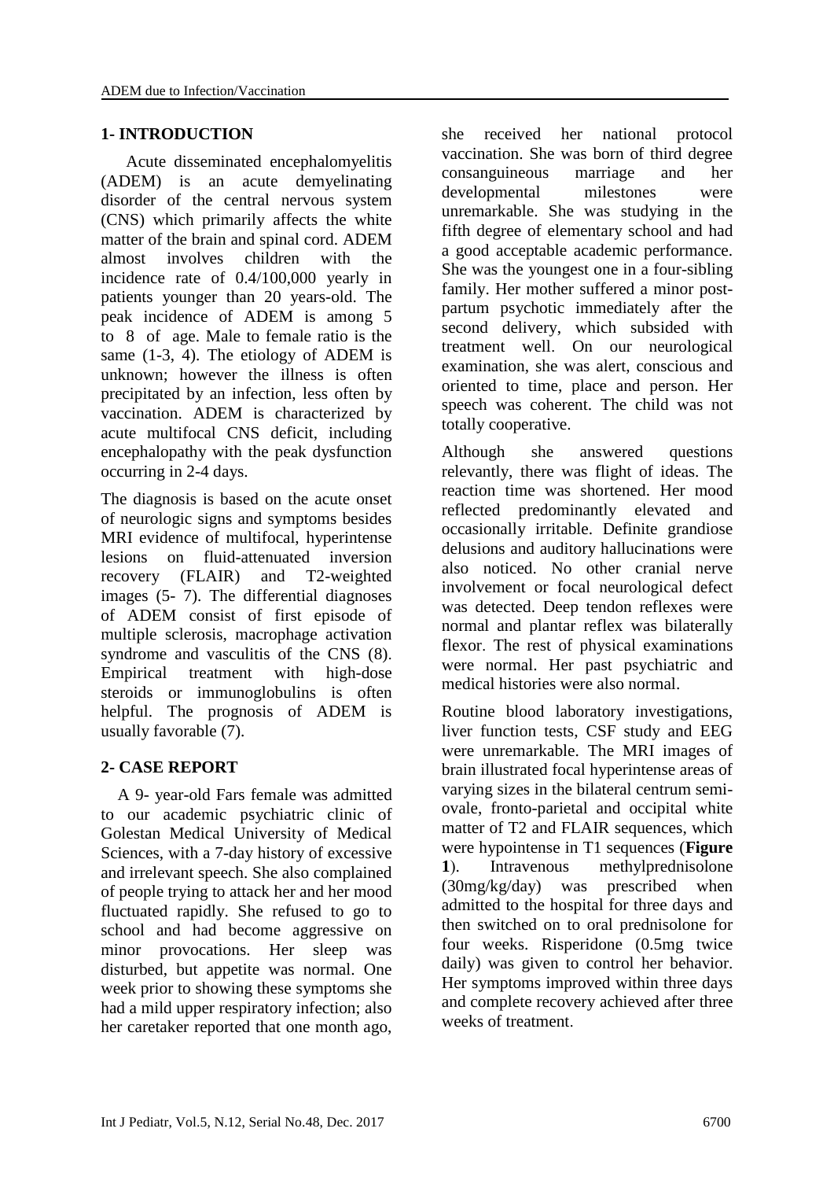## 1- INTRODUCTION

Acute disseminated encephalomyelitis (ADEM) is an acute demyelinating disorder of the central nervous system (CNS) which primarily affects the white matter of the brain and spinal cord. ADEM almost involves children with the incidence rate of 0.4/100,000 yearly in patients younger than 20 years-old. The peak incidence of ADEM is among 5 to 8 of age. Male to female ratio is the same (1-3, 4). The etiology of ADEM is unknown; however the illness is often precipitated by an infection, less often by vaccination. ADEM is characterized by acute multifocal CNS deficit, including encephalopathy with the peak dysfunction occurring in 2-4 days.

The diagnosis is based on the acute onset of neurologic signs and symptoms besides MRI evidence of multifocal, hyperintense lesions on fluid-attenuated inversion recovery (FLAIR) and T2-weighted images (5- 7). The differential diagnoses of ADEM consist of first episode of multiple sclerosis, macrophage activation syndrome and vasculitis of the CNS (8). Empirical treatment with high-dose steroids or immunoglobulins is often helpful. The prognosis of ADEM is usually favorable (7).

## 2- CASE REPORT

A 9- year-old Fars female was admitted to our academic psychiatric clinic of Golestan Medical University of Medical Sciences, with a 7-day history of excessive and irrelevant speech. She also complained of people trying to attack her and her mood fluctuated rapidly. She refused to go to school and had become aggressive on minor provocations. Her sleep was disturbed, but appetite was normal. One week prior to showing these symptoms she had a mild upper respiratory infection; also her caretaker reported that one month ago, she received her national protocol vaccination. She was born of third degree consanguineous marriage and her developmental milestones were unremarkable. She was studying in the fifth degree of elementary school and had a good acceptable academic performance. She was the youngest one in a four-sibling family. Her mother suffered a minor post-partum psychotic immediately after the second delivery, which subsided with treatment well. On our neurological examination, she was alert, conscious and oriented to time, place and person. Her speech was coherent. The child was not totally cooperative.

Although she answered questions relevantly, there was flight of ideas. The reaction time was shortened. Her mood reflected predominantly elevated and occasionally irritable. Definite grandiose delusions and auditory hallucinations were also noticed. No other cranial nerve involvement or focal neurological defect was detected. Deep tendon reflexes were normal and plantar reflex was bilaterally flexor. The rest of physical examinations were normal. Her past psychiatric and medical histories were also normal.

Routine blood laboratory investigations, liver function tests, CSF study and EEG were unremarkable. The MRI images of brain illustrated focal hyperintense areas of varying sizes in the bilateral centrum semi-ovale, fronto-parietal and occipital white matter of T2 and FLAIR sequences, which were hypointense in T1 sequences (**Figure 1**). Intravenous methylprednisolone (30mg/kg/day) was prescribed when admitted to the hospital for three days and then switched on to oral prednisolone for four weeks. Risperidone (0.5mg twice daily) was given to control her behavior. Her symptoms improved within three days and complete recovery achieved after three weeks of treatment.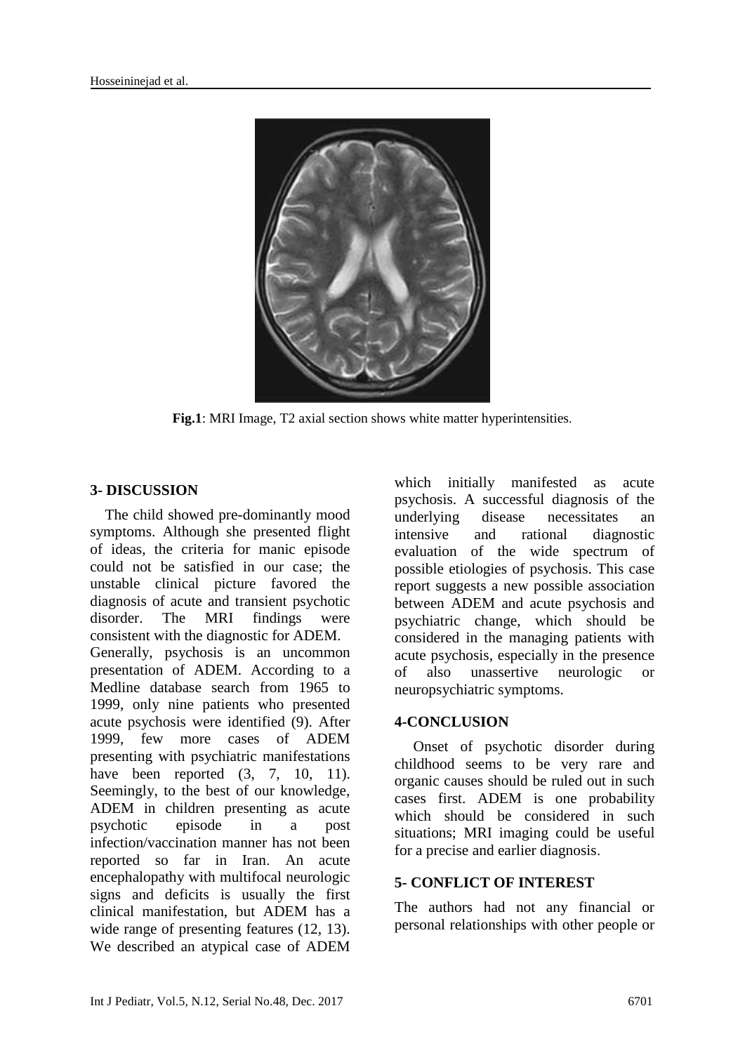**Fig.1**: MRI Image, T2 axial section shows white matter hyperintensities.

## 3- DISCUSSION

The child showed pre-dominantly mood symptoms. Although she presented flight of ideas, the criteria for manic episode could not be satisfied in our case; the unstable clinical picture favored the diagnosis of acute and transient psychotic disorder. The MRI findings were consistent with the diagnostic for ADEM.

Generally, psychosis is an uncommon presentation of ADEM. According to a Medline database search from 1965 to 1999, only nine patients who presented acute psychosis were identified (9). After 1999, few more cases of ADEM presenting with psychiatric manifestations have been reported (3, 7, 10, 11). Seemingly, to the best of our knowledge, ADEM in children presenting as acute psychotic episode in a post infection/vaccination manner has not been reported so far in Iran. An acute encephalopathy with multifocal neurologic signs and deficits is usually the first clinical manifestation, but ADEM has a wide range of presenting features (12, 13). We described an atypical case of ADEM which initially manifested as acute psychosis. A successful diagnosis of the underlying disease necessitates an intensive and rational diagnostic evaluation of the wide spectrum of possible etiologies of psychosis. This case report suggests a new possible association between ADEM and acute psychosis and psychiatric change, which should be considered in the managing patients with acute psychosis, especially in the presence of also unassertive neurologic or neuropsychiatric symptoms.

## 4-CONCLUSION

Onset of psychotic disorder during childhood seems to be very rare and organic causes should be ruled out in such cases first. ADEM is one probability which should be considered in such situations; MRI imaging could be useful for a precise and earlier diagnosis.

## 5- CONFLICT OF INTEREST

The authors had not any financial or personal relationships with other people or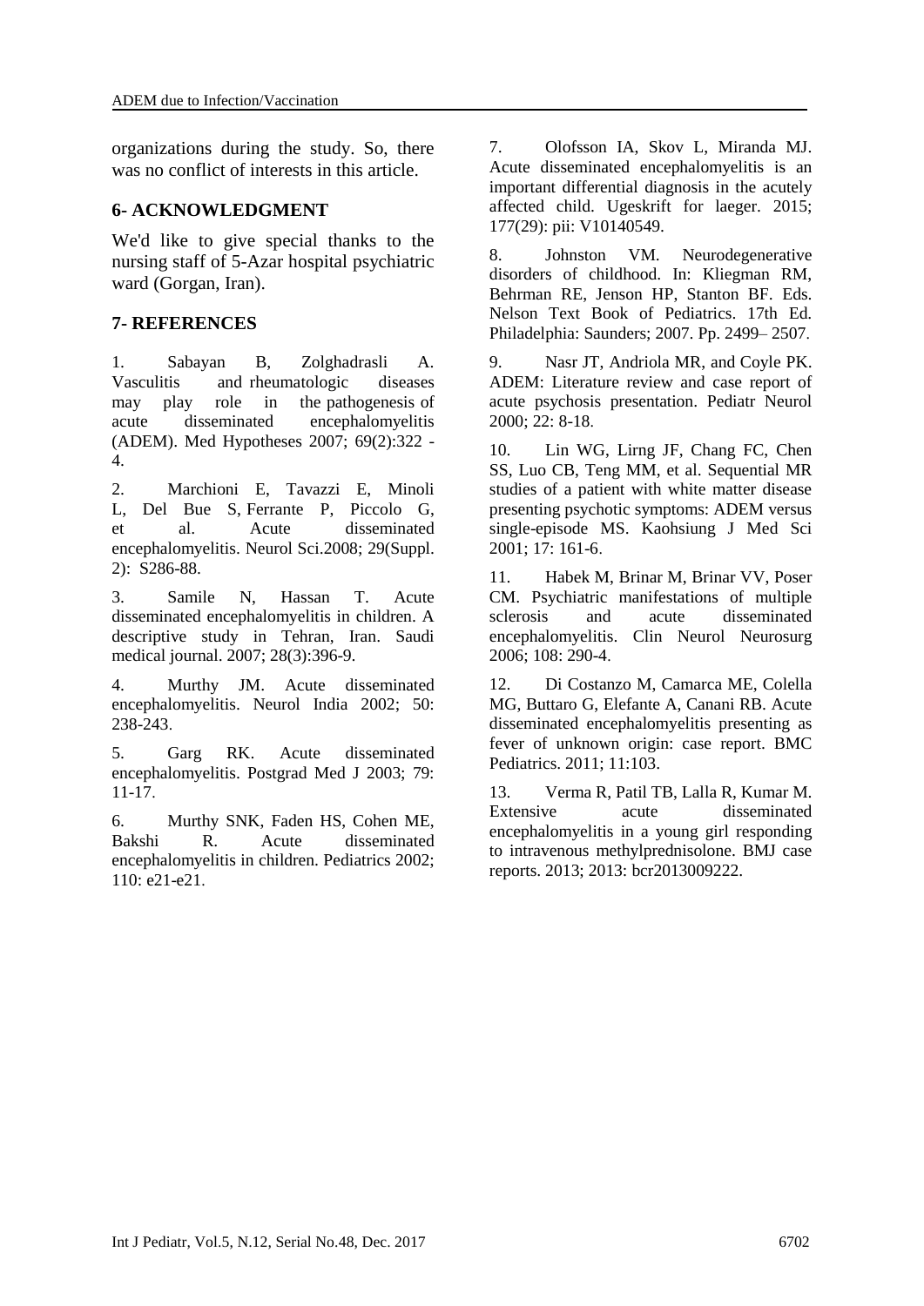organizations during the study. So, there was no conflict of interests in this article.

## 6- ACKNOWLEDGMENT

We'd like to give special thanks to the nursing staff of 5-Azar hospital psychiatric ward (Gorgan, Iran).

## 7- REFERENCES

1. Sabayan B, Zolghadrasli A. Vasculitis and rheumatologic diseases may play role in the pathogenesis of acute disseminated encephalomyelitis (ADEM). Med Hypotheses 2007; 69(2):322 - 4.

2. Marchioni E, Tavazzi E, Minoli L, Del Bue S, Ferrante P, Piccolo G, et al. Acute disseminated encephalomyelitis. Neurol Sci.2008; 29(Suppl. 2): S286-88.

3. Samile N, Hassan T. Acute disseminated encephalomyelitis in children. A descriptive study in Tehran, Iran. Saudi medical journal. 2007; 28(3):396-9.

4. Murthy JM. Acute disseminated encephalomyelitis. Neurol India 2002; 50: 238-243.

5. Garg RK. Acute disseminated encephalomyelitis. Postgrad Med J 2003; 79: 11-17.

6. Murthy SNK, Faden HS, Cohen ME, Bakshi R. Acute disseminated encephalomyelitis in children. Pediatrics 2002; 110: e21-e21.

7. Olofsson IA, Skov L, Miranda MJ. Acute disseminated encephalomyelitis is an important differential diagnosis in the acutely affected child. Ugeskrift for laeger. 2015; 177(29): pii: V10140549.

8. Johnston VM. Neurodegenerative disorders of childhood. In: Kliegman RM, Behrman RE, Jenson HP, Stanton BF. Eds. Nelson Text Book of Pediatrics. 17th Ed. Philadelphia: Saunders; 2007. Pp. 2499– 2507.

9. Nasr JT, Andriola MR, and Coyle PK. ADEM: Literature review and case report of acute psychosis presentation. Pediatr Neurol 2000; 22: 8-18.

10. Lin WG, Lirng JF, Chang FC, Chen SS, Luo CB, Teng MM, et al. Sequential MR studies of a patient with white matter disease presenting psychotic symptoms: ADEM versus single-episode MS. Kaohsiung J Med Sci 2001; 17: 161-6.

11. Habek M, Brinar M, Brinar VV, Poser CM. Psychiatric manifestations of multiple sclerosis and acute disseminated encephalomyelitis. Clin Neurol Neurosurg 2006; 108: 290-4.

12. Di Costanzo M, Camarca ME, Colella MG, Buttaro G, Elefante A, Canani RB. Acute disseminated encephalomyelitis presenting as fever of unknown origin: case report. BMC Pediatrics. 2011; 11:103.

13. Verma R, Patil TB, Lalla R, Kumar M. Extensive acute disseminated encephalomyelitis in a young girl responding to intravenous methylprednisolone. BMJ case reports. 2013; 2013: bcr2013009222.